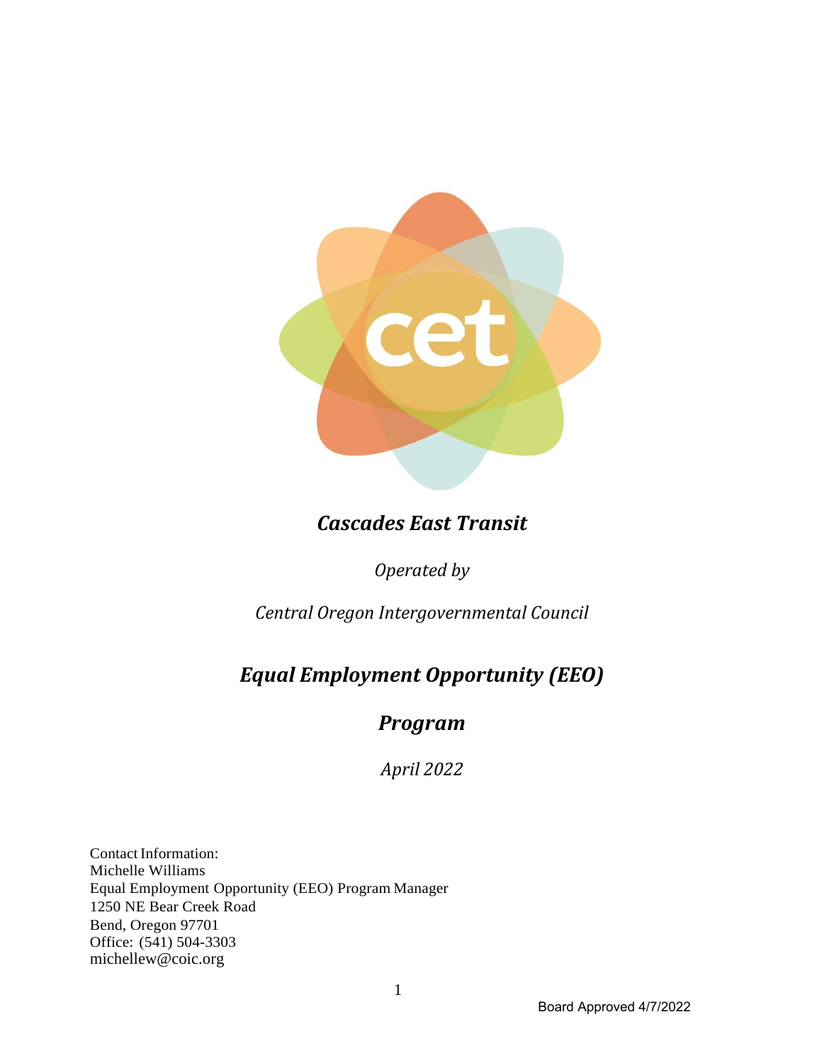# *Cascades East Transit*

*Operated by*

*Central Oregon Intergovernmental Council*

## *Equal Employment Opportunity (EEO) Program*

*April 2022*

Contact Information:
Michelle Williams
Equal Employment Opportunity (EEO) Program Manager
1250 NE Bear Creek Road
Bend, Oregon 97701
Office: (541) 504-3303
michellew@coic.org

Board Approved 4/7/2022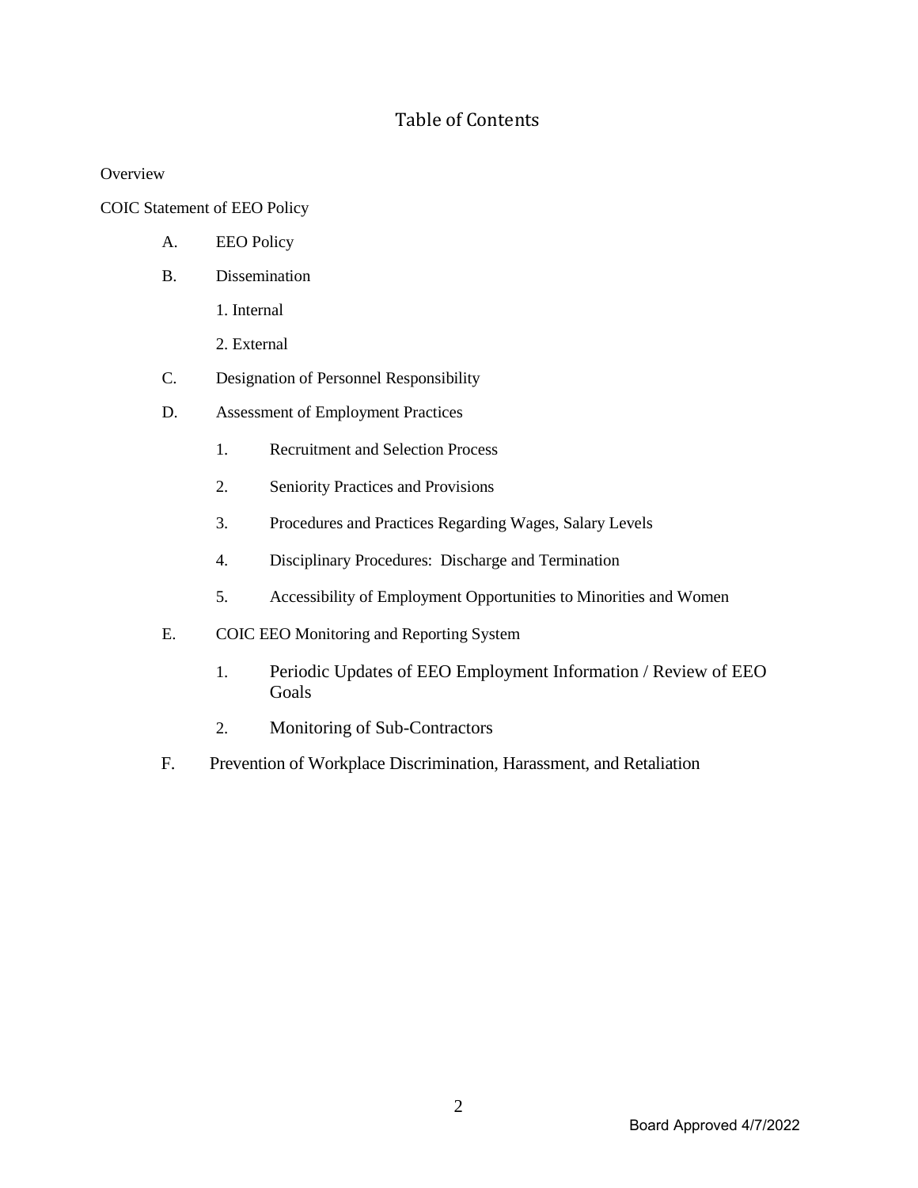# Table of Contents

Overview

COIC Statement of EEO Policy

- A. EEO Policy
- B. Dissemination
  - 1. Internal
  - 2. External
- C. Designation of Personnel Responsibility
- D. Assessment of Employment Practices
  - 1. Recruitment and Selection Process
  - 2. Seniority Practices and Provisions
  - 3. Procedures and Practices Regarding Wages, Salary Levels
  - 4. Disciplinary Procedures: Discharge and Termination
  - 5. Accessibility of Employment Opportunities to Minorities and Women
- E. COIC EEO Monitoring and Reporting System
  - 1. Periodic Updates of EEO Employment Information / Review of EEO Goals
  - 2. Monitoring of Sub-Contractors
- F. Prevention of Workplace Discrimination, Harassment, and Retaliation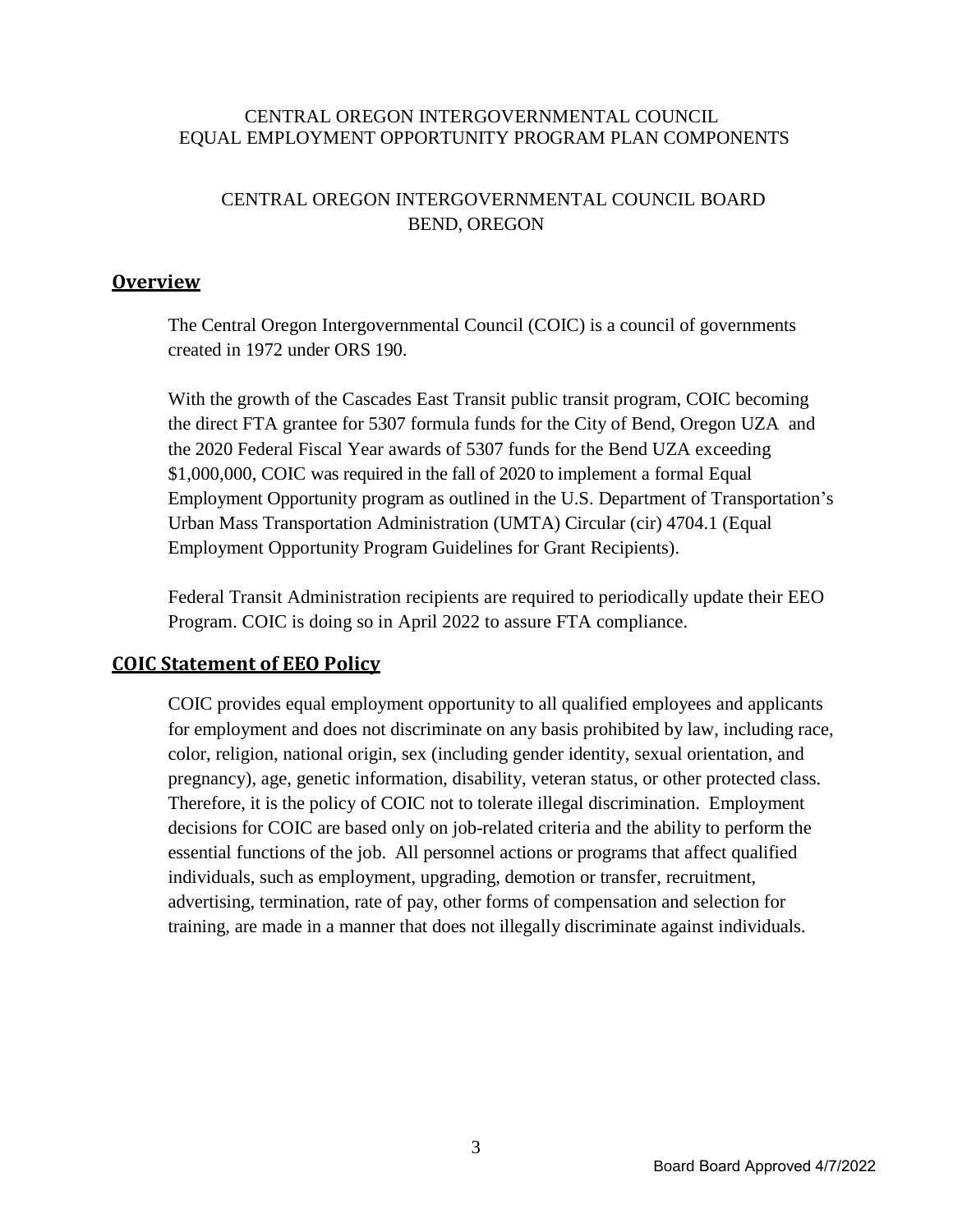CENTRAL OREGON INTERGOVERNMENTAL COUNCIL
EQUAL EMPLOYMENT OPPORTUNITY PROGRAM PLAN COMPONENTS

CENTRAL OREGON INTERGOVERNMENTAL COUNCIL BOARD
BEND, OREGON

## Overview

The Central Oregon Intergovernmental Council (COIC) is a council of governments created in 1972 under ORS 190.

With the growth of the Cascades East Transit public transit program, COIC becoming the direct FTA grantee for 5307 formula funds for the City of Bend, Oregon UZA and the 2020 Federal Fiscal Year awards of 5307 funds for the Bend UZA exceeding $1,000,000, COIC was required in the fall of 2020 to implement a formal Equal Employment Opportunity program as outlined in the U.S. Department of Transportation's Urban Mass Transportation Administration (UMTA) Circular (cir) 4704.1 (Equal Employment Opportunity Program Guidelines for Grant Recipients).

Federal Transit Administration recipients are required to periodically update their EEO Program. COIC is doing so in April 2022 to assure FTA compliance.

## COIC Statement of EEO Policy

COIC provides equal employment opportunity to all qualified employees and applicants for employment and does not discriminate on any basis prohibited by law, including race, color, religion, national origin, sex (including gender identity, sexual orientation, and pregnancy), age, genetic information, disability, veteran status, or other protected class. Therefore, it is the policy of COIC not to tolerate illegal discrimination. Employment decisions for COIC are based only on job-related criteria and the ability to perform the essential functions of the job. All personnel actions or programs that affect qualified individuals, such as employment, upgrading, demotion or transfer, recruitment, advertising, termination, rate of pay, other forms of compensation and selection for training, are made in a manner that does not illegally discriminate against individuals.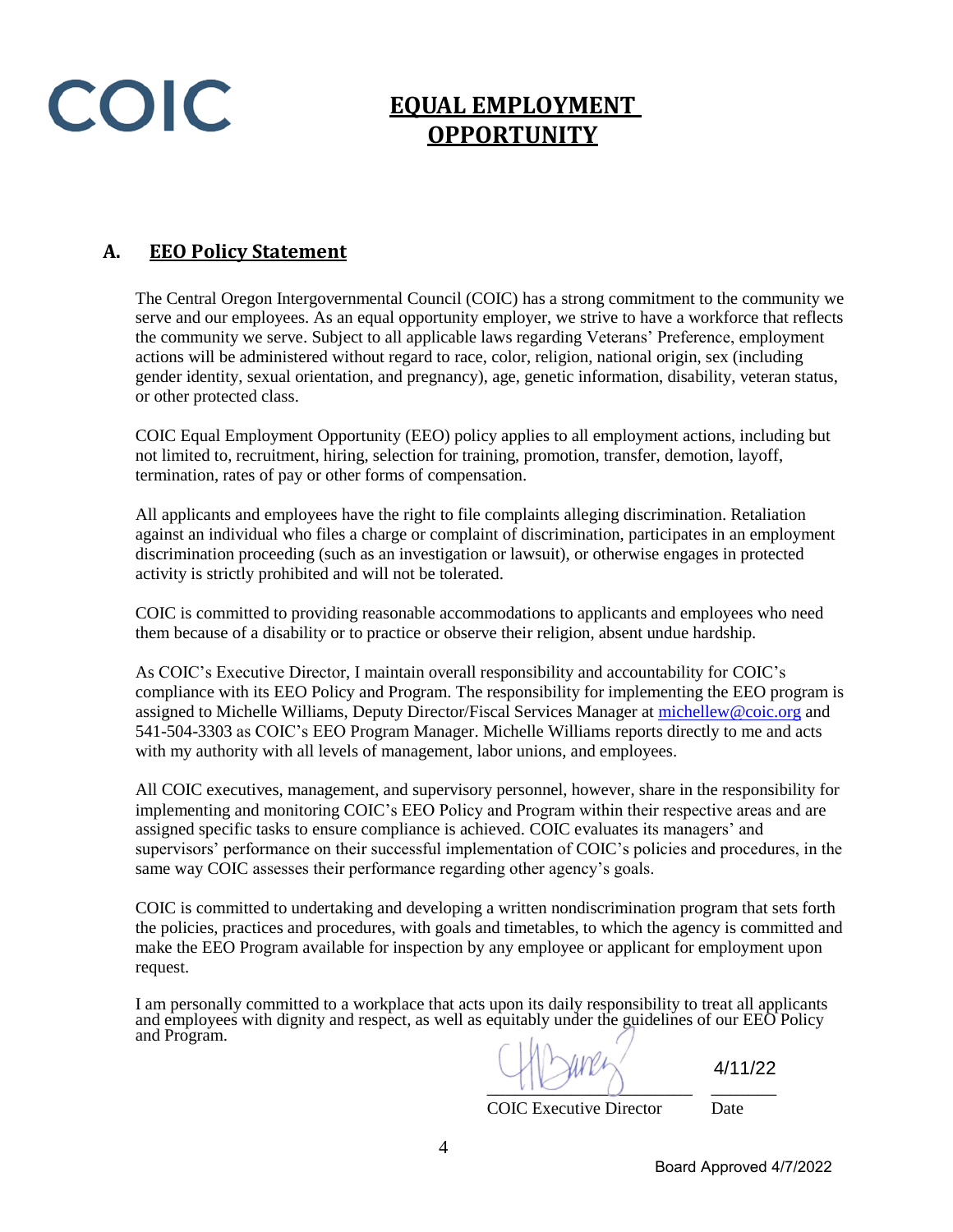COIC

# EQUAL EMPLOYMENT OPPORTUNITY

## A. EEO Policy Statement

The Central Oregon Intergovernmental Council (COIC) has a strong commitment to the community we serve and our employees. As an equal opportunity employer, we strive to have a workforce that reflects the community we serve. Subject to all applicable laws regarding Veterans' Preference, employment actions will be administered without regard to race, color, religion, national origin, sex (including gender identity, sexual orientation, and pregnancy), age, genetic information, disability, veteran status, or other protected class.

COIC Equal Employment Opportunity (EEO) policy applies to all employment actions, including but not limited to, recruitment, hiring, selection for training, promotion, transfer, demotion, layoff, termination, rates of pay or other forms of compensation.

All applicants and employees have the right to file complaints alleging discrimination. Retaliation against an individual who files a charge or complaint of discrimination, participates in an employment discrimination proceeding (such as an investigation or lawsuit), or otherwise engages in protected activity is strictly prohibited and will not be tolerated.

COIC is committed to providing reasonable accommodations to applicants and employees who need them because of a disability or to practice or observe their religion, absent undue hardship.

As COIC's Executive Director, I maintain overall responsibility and accountability for COIC's compliance with its EEO Policy and Program. The responsibility for implementing the EEO program is assigned to Michelle Williams, Deputy Director/Fiscal Services Manager at michellew@coic.org and 541-504-3303 as COIC's EEO Program Manager. Michelle Williams reports directly to me and acts with my authority with all levels of management, labor unions, and employees.

All COIC executives, management, and supervisory personnel, however, share in the responsibility for implementing and monitoring COIC's EEO Policy and Program within their respective areas and are assigned specific tasks to ensure compliance is achieved. COIC evaluates its managers' and supervisors' performance on their successful implementation of COIC's policies and procedures, in the same way COIC assesses their performance regarding other agency's goals.

COIC is committed to undertaking and developing a written nondiscrimination program that sets forth the policies, practices and procedures, with goals and timetables, to which the agency is committed and make the EEO Program available for inspection by any employee or applicant for employment upon request.

I am personally committed to a workplace that acts upon its daily responsibility to treat all applicants and employees with dignity and respect, as well as equitably under the guidelines of our EEO Policy and Program.

| | |
|---|---|
| [signature] | 4/11/22 |
| COIC Executive Director | Date |

Board Approved 4/7/2022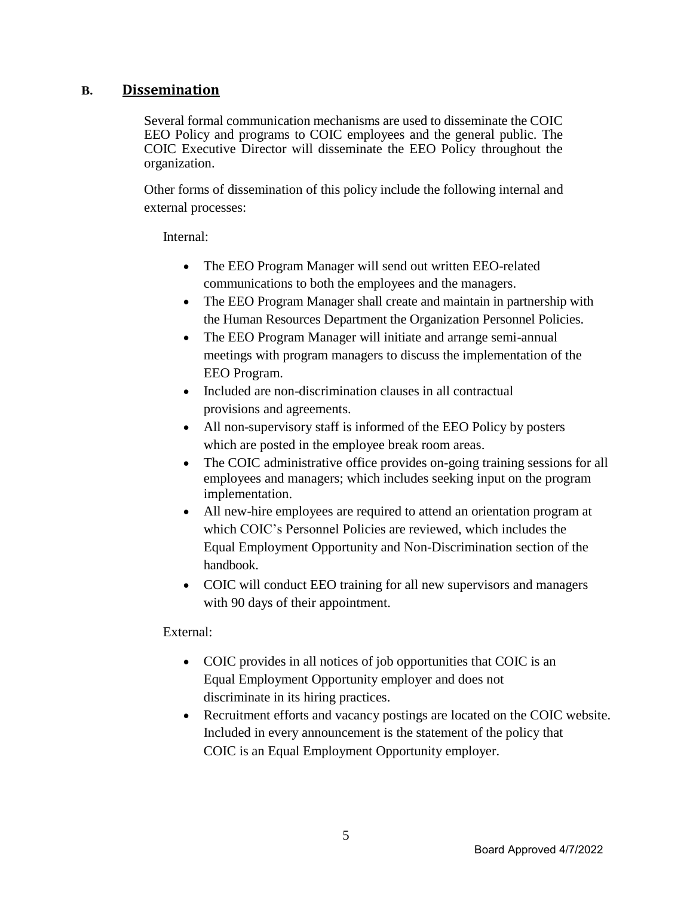## B. Dissemination

Several formal communication mechanisms are used to disseminate the COIC EEO Policy and programs to COIC employees and the general public. The COIC Executive Director will disseminate the EEO Policy throughout the organization.

Other forms of dissemination of this policy include the following internal and external processes:

Internal:

- The EEO Program Manager will send out written EEO-related communications to both the employees and the managers.
- The EEO Program Manager shall create and maintain in partnership with the Human Resources Department the Organization Personnel Policies.
- The EEO Program Manager will initiate and arrange semi-annual meetings with program managers to discuss the implementation of the EEO Program.
- Included are non-discrimination clauses in all contractual provisions and agreements.
- All non-supervisory staff is informed of the EEO Policy by posters which are posted in the employee break room areas.
- The COIC administrative office provides on-going training sessions for all employees and managers; which includes seeking input on the program implementation.
- All new-hire employees are required to attend an orientation program at which COIC's Personnel Policies are reviewed, which includes the Equal Employment Opportunity and Non-Discrimination section of the handbook.
- COIC will conduct EEO training for all new supervisors and managers with 90 days of their appointment.

External:

- COIC provides in all notices of job opportunities that COIC is an Equal Employment Opportunity employer and does not discriminate in its hiring practices.
- Recruitment efforts and vacancy postings are located on the COIC website. Included in every announcement is the statement of the policy that COIC is an Equal Employment Opportunity employer.

Board Approved 4/7/2022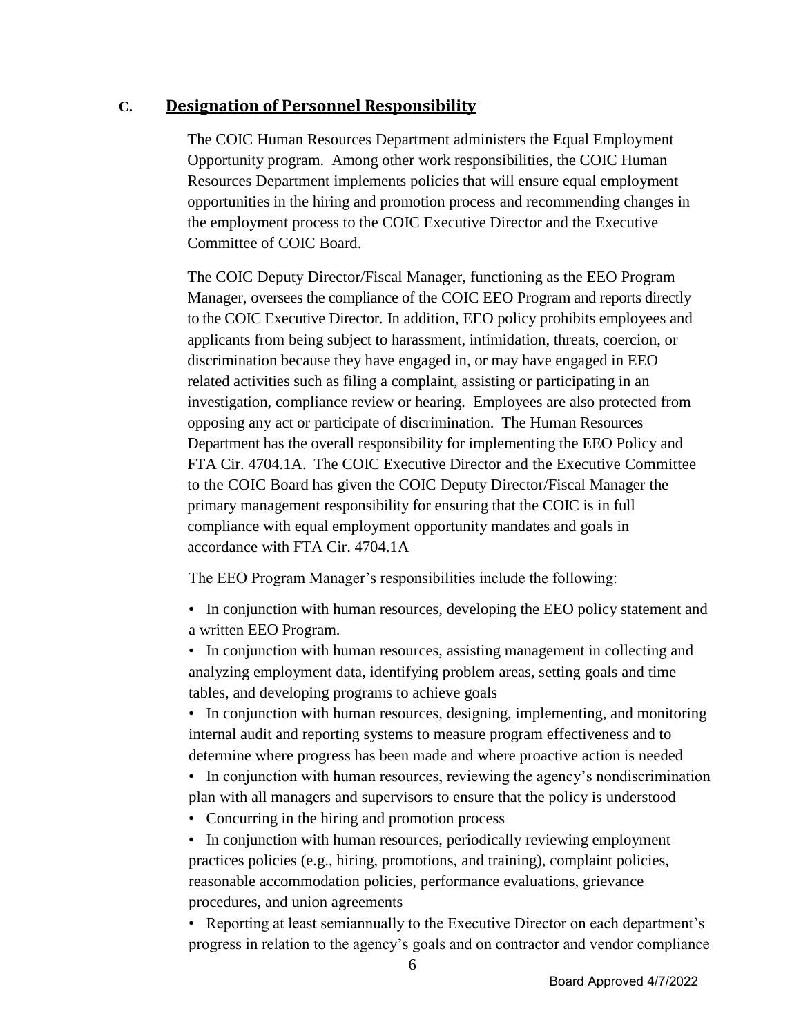## C. Designation of Personnel Responsibility

The COIC Human Resources Department administers the Equal Employment Opportunity program. Among other work responsibilities, the COIC Human Resources Department implements policies that will ensure equal employment opportunities in the hiring and promotion process and recommending changes in the employment process to the COIC Executive Director and the Executive Committee of COIC Board.

The COIC Deputy Director/Fiscal Manager, functioning as the EEO Program Manager, oversees the compliance of the COIC EEO Program and reports directly to the COIC Executive Director. In addition, EEO policy prohibits employees and applicants from being subject to harassment, intimidation, threats, coercion, or discrimination because they have engaged in, or may have engaged in EEO related activities such as filing a complaint, assisting or participating in an investigation, compliance review or hearing. Employees are also protected from opposing any act or participate of discrimination. The Human Resources Department has the overall responsibility for implementing the EEO Policy and FTA Cir. 4704.1A. The COIC Executive Director and the Executive Committee to the COIC Board has given the COIC Deputy Director/Fiscal Manager the primary management responsibility for ensuring that the COIC is in full compliance with equal employment opportunity mandates and goals in accordance with FTA Cir. 4704.1A

The EEO Program Manager's responsibilities include the following:

- In conjunction with human resources, developing the EEO policy statement and a written EEO Program.
- In conjunction with human resources, assisting management in collecting and analyzing employment data, identifying problem areas, setting goals and time tables, and developing programs to achieve goals
- In conjunction with human resources, designing, implementing, and monitoring internal audit and reporting systems to measure program effectiveness and to determine where progress has been made and where proactive action is needed
- In conjunction with human resources, reviewing the agency's nondiscrimination plan with all managers and supervisors to ensure that the policy is understood
- Concurring in the hiring and promotion process
- In conjunction with human resources, periodically reviewing employment practices policies (e.g., hiring, promotions, and training), complaint policies, reasonable accommodation policies, performance evaluations, grievance procedures, and union agreements
- Reporting at least semiannually to the Executive Director on each department's progress in relation to the agency's goals and on contractor and vendor compliance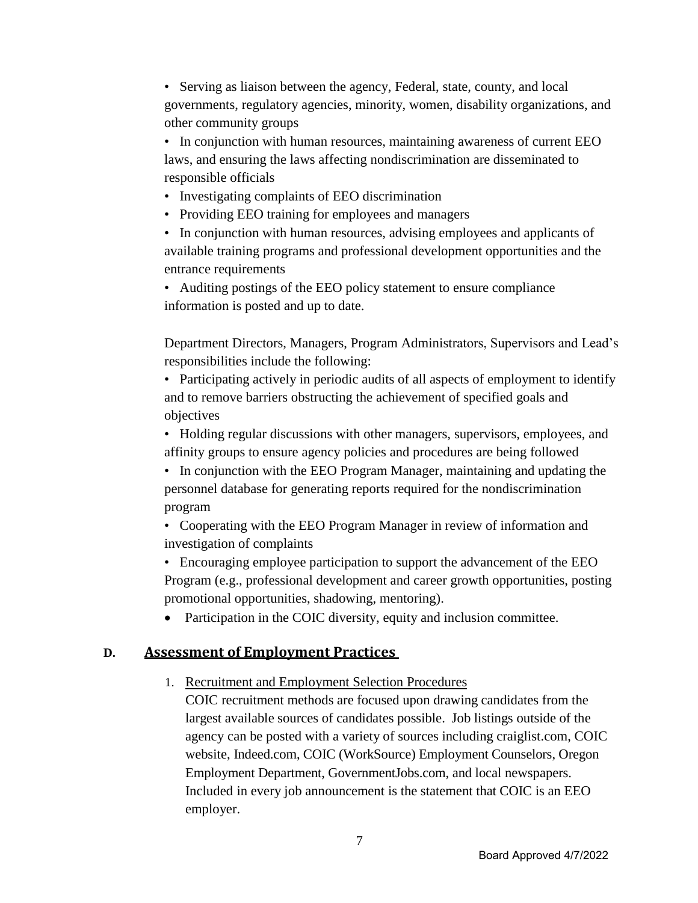- Serving as liaison between the agency, Federal, state, county, and local governments, regulatory agencies, minority, women, disability organizations, and other community groups
- In conjunction with human resources, maintaining awareness of current EEO laws, and ensuring the laws affecting nondiscrimination are disseminated to responsible officials
- Investigating complaints of EEO discrimination
- Providing EEO training for employees and managers
- In conjunction with human resources, advising employees and applicants of available training programs and professional development opportunities and the entrance requirements
- Auditing postings of the EEO policy statement to ensure compliance information is posted and up to date.

Department Directors, Managers, Program Administrators, Supervisors and Lead's responsibilities include the following:

- Participating actively in periodic audits of all aspects of employment to identify and to remove barriers obstructing the achievement of specified goals and objectives
- Holding regular discussions with other managers, supervisors, employees, and affinity groups to ensure agency policies and procedures are being followed
- In conjunction with the EEO Program Manager, maintaining and updating the personnel database for generating reports required for the nondiscrimination program
- Cooperating with the EEO Program Manager in review of information and investigation of complaints
- Encouraging employee participation to support the advancement of the EEO Program (e.g., professional development and career growth opportunities, posting promotional opportunities, shadowing, mentoring).
- Participation in the COIC diversity, equity and inclusion committee.

## D. Assessment of Employment Practices

1. Recruitment and Employment Selection Procedures

   COIC recruitment methods are focused upon drawing candidates from the largest available sources of candidates possible. Job listings outside of the agency can be posted with a variety of sources including craiglist.com, COIC website, Indeed.com, COIC (WorkSource) Employment Counselors, Oregon Employment Department, GovernmentJobs.com, and local newspapers. Included in every job announcement is the statement that COIC is an EEO employer.

Board Approved 4/7/2022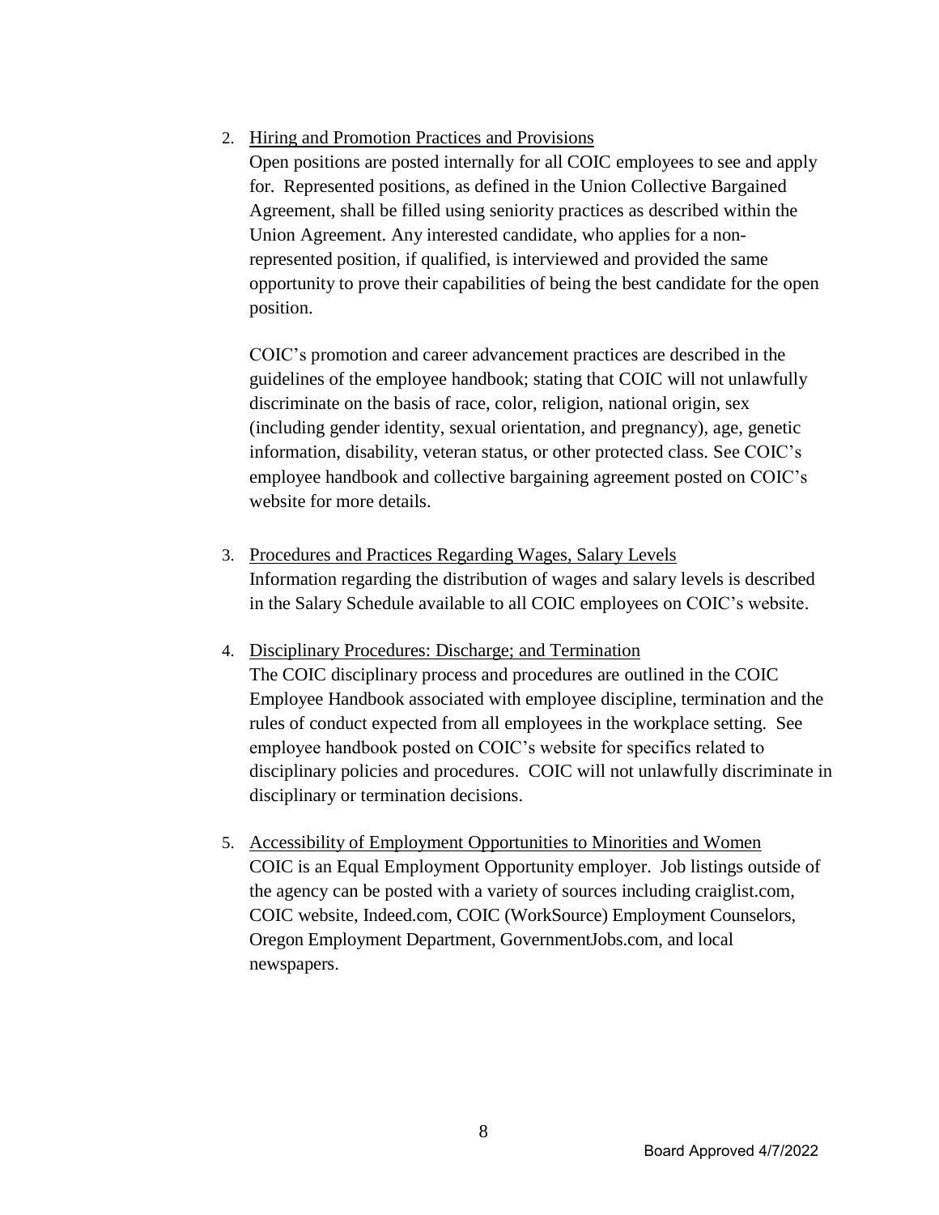2. <u>Hiring and Promotion Practices and Provisions</u>
   Open positions are posted internally for all COIC employees to see and apply for. Represented positions, as defined in the Union Collective Bargained Agreement, shall be filled using seniority practices as described within the Union Agreement. Any interested candidate, who applies for a non-represented position, if qualified, is interviewed and provided the same opportunity to prove their capabilities of being the best candidate for the open position.

   COIC's promotion and career advancement practices are described in the guidelines of the employee handbook; stating that COIC will not unlawfully discriminate on the basis of race, color, religion, national origin, sex (including gender identity, sexual orientation, and pregnancy), age, genetic information, disability, veteran status, or other protected class. See COIC's employee handbook and collective bargaining agreement posted on COIC's website for more details.

3. <u>Procedures and Practices Regarding Wages, Salary Levels</u>
   Information regarding the distribution of wages and salary levels is described in the Salary Schedule available to all COIC employees on COIC's website.

4. <u>Disciplinary Procedures: Discharge; and Termination</u>
   The COIC disciplinary process and procedures are outlined in the COIC Employee Handbook associated with employee discipline, termination and the rules of conduct expected from all employees in the workplace setting. See employee handbook posted on COIC's website for specifics related to disciplinary policies and procedures. COIC will not unlawfully discriminate in disciplinary or termination decisions.

5. <u>Accessibility of Employment Opportunities to Minorities and Women</u>
   COIC is an Equal Employment Opportunity employer. Job listings outside of the agency can be posted with a variety of sources including craiglist.com, COIC website, Indeed.com, COIC (WorkSource) Employment Counselors, Oregon Employment Department, GovernmentJobs.com, and local newspapers.

Board Approved 4/7/2022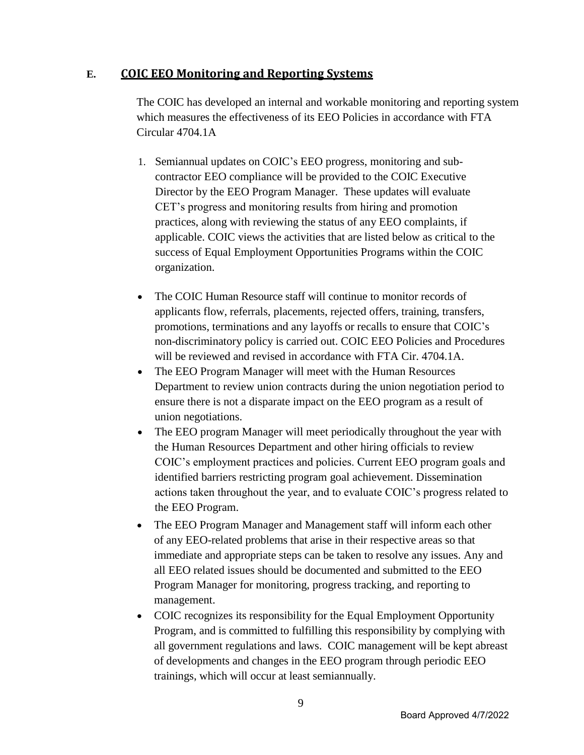## E. COIC EEO Monitoring and Reporting Systems

The COIC has developed an internal and workable monitoring and reporting system which measures the effectiveness of its EEO Policies in accordance with FTA Circular 4704.1A

1. Semiannual updates on COIC's EEO progress, monitoring and sub-contractor EEO compliance will be provided to the COIC Executive Director by the EEO Program Manager. These updates will evaluate CET's progress and monitoring results from hiring and promotion practices, along with reviewing the status of any EEO complaints, if applicable. COIC views the activities that are listed below as critical to the success of Equal Employment Opportunities Programs within the COIC organization.

- The COIC Human Resource staff will continue to monitor records of applicants flow, referrals, placements, rejected offers, training, transfers, promotions, terminations and any layoffs or recalls to ensure that COIC's non-discriminatory policy is carried out. COIC EEO Policies and Procedures will be reviewed and revised in accordance with FTA Cir. 4704.1A.
- The EEO Program Manager will meet with the Human Resources Department to review union contracts during the union negotiation period to ensure there is not a disparate impact on the EEO program as a result of union negotiations.
- The EEO program Manager will meet periodically throughout the year with the Human Resources Department and other hiring officials to review COIC's employment practices and policies. Current EEO program goals and identified barriers restricting program goal achievement. Dissemination actions taken throughout the year, and to evaluate COIC's progress related to the EEO Program.
- The EEO Program Manager and Management staff will inform each other of any EEO-related problems that arise in their respective areas so that immediate and appropriate steps can be taken to resolve any issues. Any and all EEO related issues should be documented and submitted to the EEO Program Manager for monitoring, progress tracking, and reporting to management.
- COIC recognizes its responsibility for the Equal Employment Opportunity Program, and is committed to fulfilling this responsibility by complying with all government regulations and laws. COIC management will be kept abreast of developments and changes in the EEO program through periodic EEO trainings, which will occur at least semiannually.

Board Approved 4/7/2022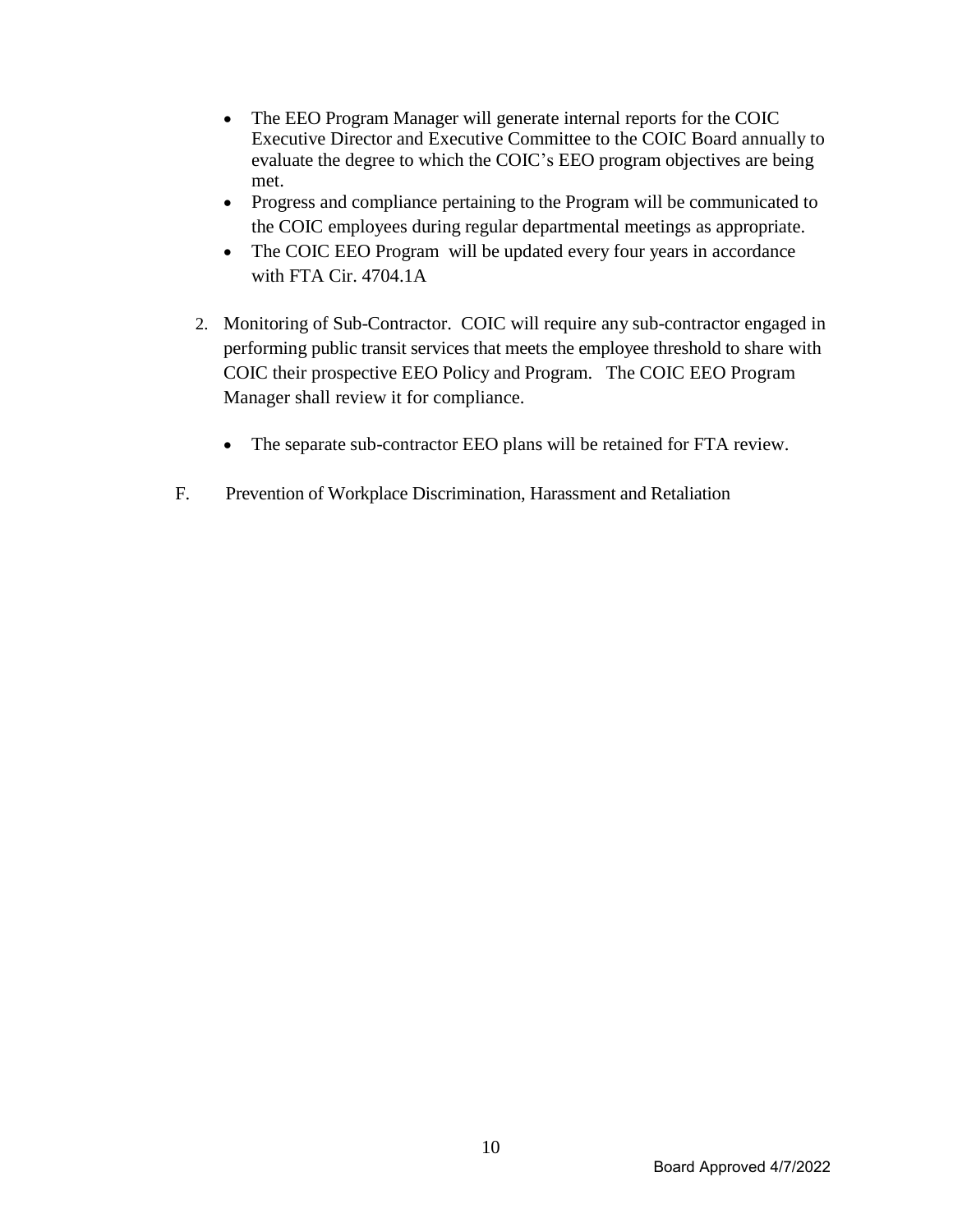- The EEO Program Manager will generate internal reports for the COIC Executive Director and Executive Committee to the COIC Board annually to evaluate the degree to which the COIC's EEO program objectives are being met.
- Progress and compliance pertaining to the Program will be communicated to the COIC employees during regular departmental meetings as appropriate.
- The COIC EEO Program will be updated every four years in accordance with FTA Cir. 4704.1A

2. Monitoring of Sub-Contractor. COIC will require any sub-contractor engaged in performing public transit services that meets the employee threshold to share with COIC their prospective EEO Policy and Program. The COIC EEO Program Manager shall review it for compliance.

   - The separate sub-contractor EEO plans will be retained for FTA review.

F. Prevention of Workplace Discrimination, Harassment and Retaliation

Board Approved 4/7/2022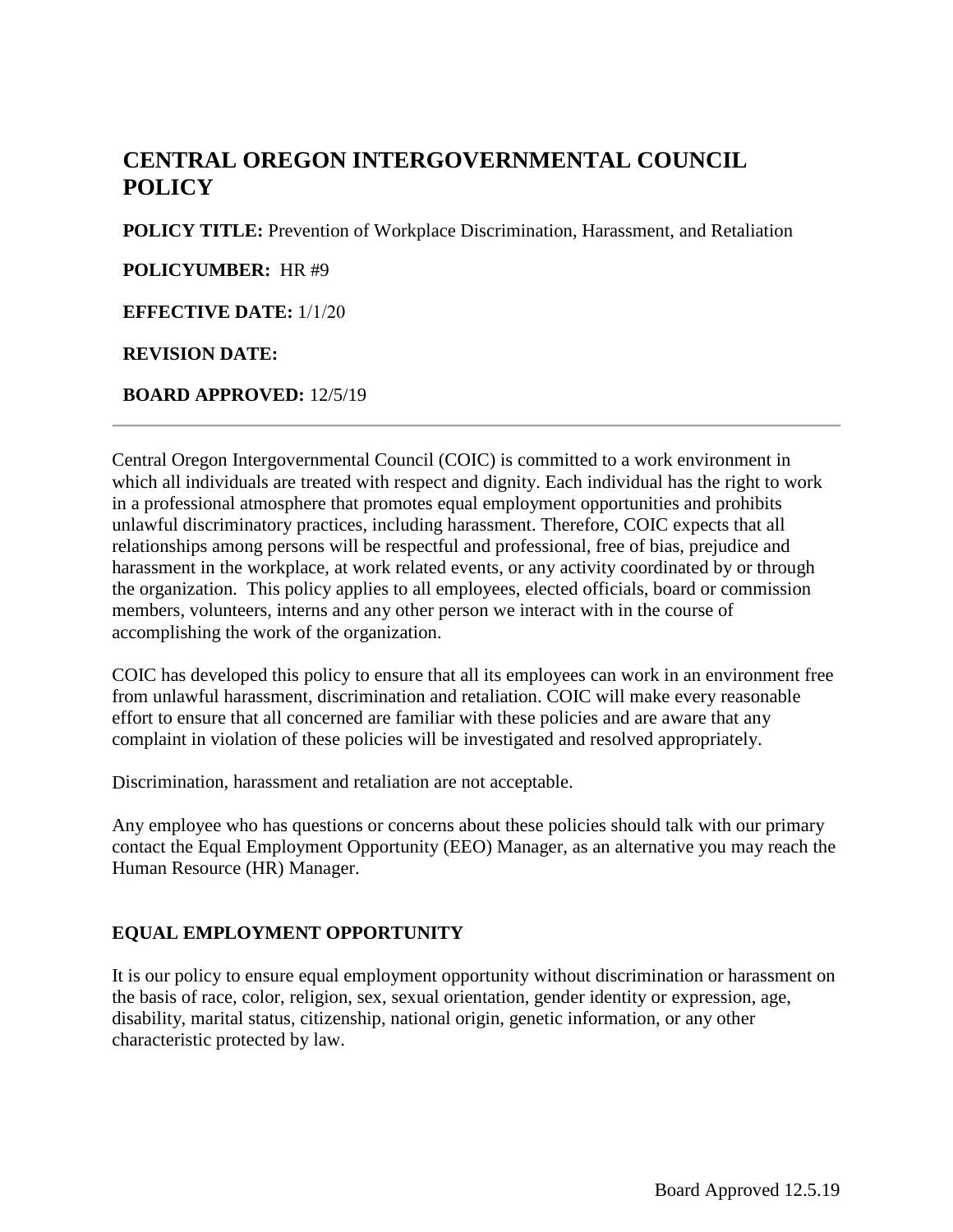# CENTRAL OREGON INTERGOVERNMENTAL COUNCIL POLICY

**POLICY TITLE:** Prevention of Workplace Discrimination, Harassment, and Retaliation

**POLICYUMBER:** HR #9

**EFFECTIVE DATE:** 1/1/20

**REVISION DATE:**

**BOARD APPROVED:** 12/5/19

---

Central Oregon Intergovernmental Council (COIC) is committed to a work environment in which all individuals are treated with respect and dignity. Each individual has the right to work in a professional atmosphere that promotes equal employment opportunities and prohibits unlawful discriminatory practices, including harassment. Therefore, COIC expects that all relationships among persons will be respectful and professional, free of bias, prejudice and harassment in the workplace, at work related events, or any activity coordinated by or through the organization. This policy applies to all employees, elected officials, board or commission members, volunteers, interns and any other person we interact with in the course of accomplishing the work of the organization.

COIC has developed this policy to ensure that all its employees can work in an environment free from unlawful harassment, discrimination and retaliation. COIC will make every reasonable effort to ensure that all concerned are familiar with these policies and are aware that any complaint in violation of these policies will be investigated and resolved appropriately.

Discrimination, harassment and retaliation are not acceptable.

Any employee who has questions or concerns about these policies should talk with our primary contact the Equal Employment Opportunity (EEO) Manager, as an alternative you may reach the Human Resource (HR) Manager.

## EQUAL EMPLOYMENT OPPORTUNITY

It is our policy to ensure equal employment opportunity without discrimination or harassment on the basis of race, color, religion, sex, sexual orientation, gender identity or expression, age, disability, marital status, citizenship, national origin, genetic information, or any other characteristic protected by law.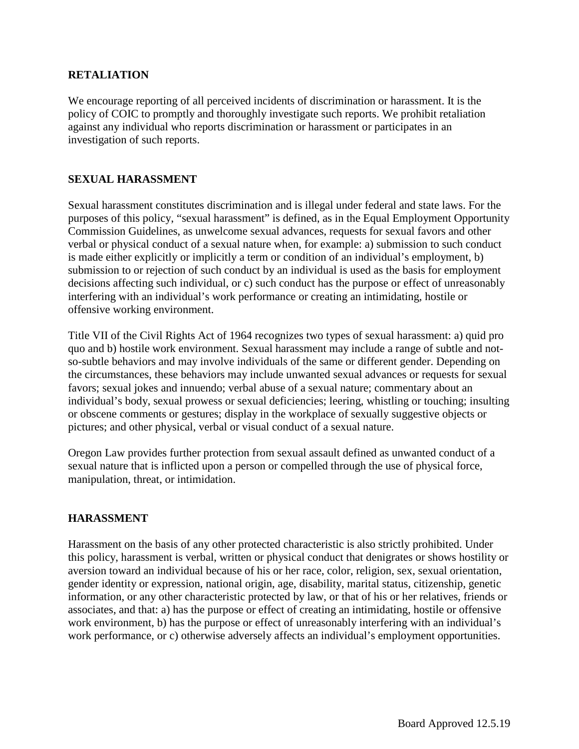## RETALIATION

We encourage reporting of all perceived incidents of discrimination or harassment. It is the policy of COIC to promptly and thoroughly investigate such reports. We prohibit retaliation against any individual who reports discrimination or harassment or participates in an investigation of such reports.

## SEXUAL HARASSMENT

Sexual harassment constitutes discrimination and is illegal under federal and state laws. For the purposes of this policy, "sexual harassment" is defined, as in the Equal Employment Opportunity Commission Guidelines, as unwelcome sexual advances, requests for sexual favors and other verbal or physical conduct of a sexual nature when, for example: a) submission to such conduct is made either explicitly or implicitly a term or condition of an individual's employment, b) submission to or rejection of such conduct by an individual is used as the basis for employment decisions affecting such individual, or c) such conduct has the purpose or effect of unreasonably interfering with an individual's work performance or creating an intimidating, hostile or offensive working environment.

Title VII of the Civil Rights Act of 1964 recognizes two types of sexual harassment: a) quid pro quo and b) hostile work environment. Sexual harassment may include a range of subtle and not-so-subtle behaviors and may involve individuals of the same or different gender. Depending on the circumstances, these behaviors may include unwanted sexual advances or requests for sexual favors; sexual jokes and innuendo; verbal abuse of a sexual nature; commentary about an individual's body, sexual prowess or sexual deficiencies; leering, whistling or touching; insulting or obscene comments or gestures; display in the workplace of sexually suggestive objects or pictures; and other physical, verbal or visual conduct of a sexual nature.

Oregon Law provides further protection from sexual assault defined as unwanted conduct of a sexual nature that is inflicted upon a person or compelled through the use of physical force, manipulation, threat, or intimidation.

## HARASSMENT

Harassment on the basis of any other protected characteristic is also strictly prohibited. Under this policy, harassment is verbal, written or physical conduct that denigrates or shows hostility or aversion toward an individual because of his or her race, color, religion, sex, sexual orientation, gender identity or expression, national origin, age, disability, marital status, citizenship, genetic information, or any other characteristic protected by law, or that of his or her relatives, friends or associates, and that: a) has the purpose or effect of creating an intimidating, hostile or offensive work environment, b) has the purpose or effect of unreasonably interfering with an individual's work performance, or c) otherwise adversely affects an individual's employment opportunities.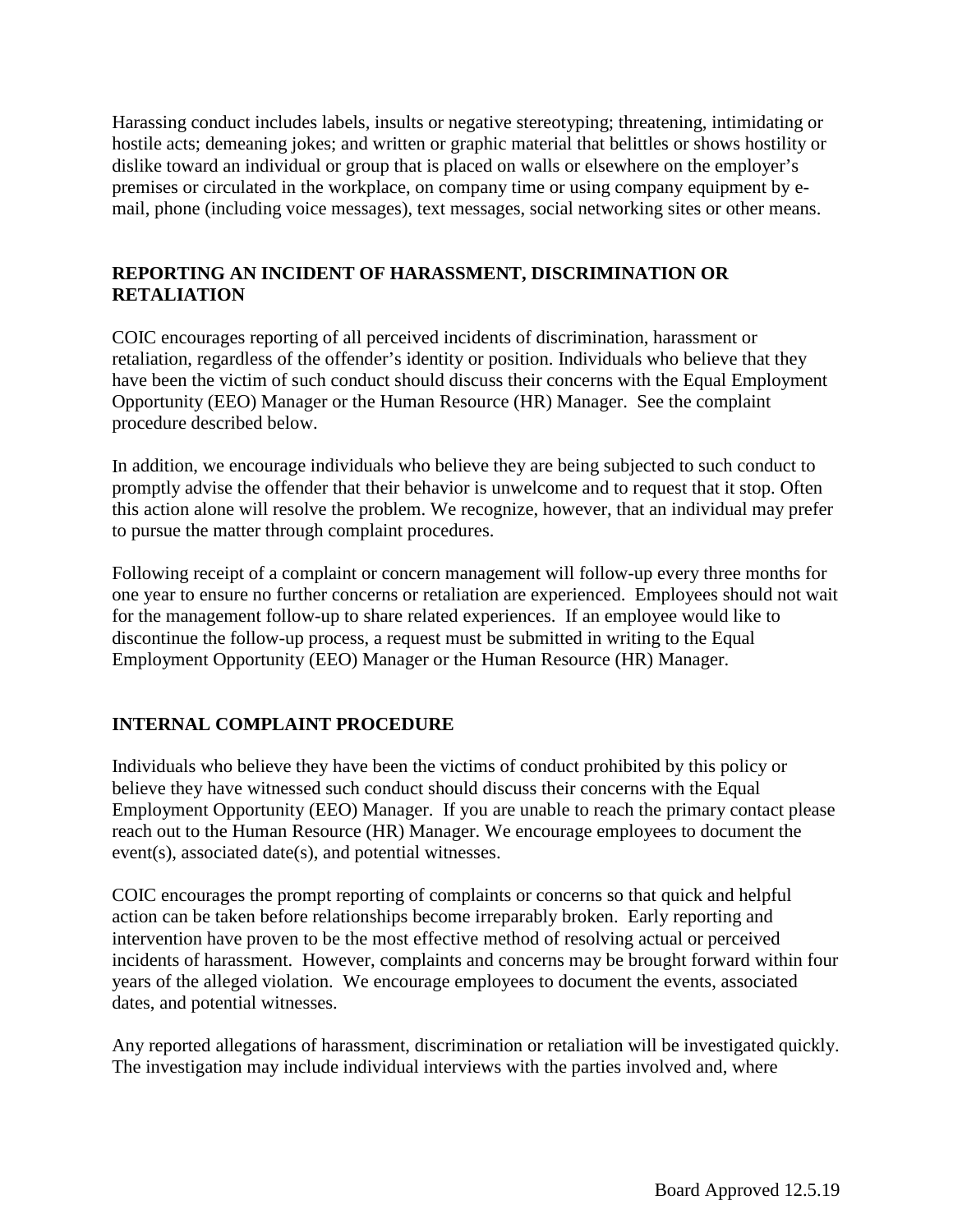Harassing conduct includes labels, insults or negative stereotyping; threatening, intimidating or hostile acts; demeaning jokes; and written or graphic material that belittles or shows hostility or dislike toward an individual or group that is placed on walls or elsewhere on the employer's premises or circulated in the workplace, on company time or using company equipment by e-mail, phone (including voice messages), text messages, social networking sites or other means.

## REPORTING AN INCIDENT OF HARASSMENT, DISCRIMINATION OR RETALIATION

COIC encourages reporting of all perceived incidents of discrimination, harassment or retaliation, regardless of the offender's identity or position. Individuals who believe that they have been the victim of such conduct should discuss their concerns with the Equal Employment Opportunity (EEO) Manager or the Human Resource (HR) Manager. See the complaint procedure described below.

In addition, we encourage individuals who believe they are being subjected to such conduct to promptly advise the offender that their behavior is unwelcome and to request that it stop. Often this action alone will resolve the problem. We recognize, however, that an individual may prefer to pursue the matter through complaint procedures.

Following receipt of a complaint or concern management will follow-up every three months for one year to ensure no further concerns or retaliation are experienced. Employees should not wait for the management follow-up to share related experiences. If an employee would like to discontinue the follow-up process, a request must be submitted in writing to the Equal Employment Opportunity (EEO) Manager or the Human Resource (HR) Manager.

## INTERNAL COMPLAINT PROCEDURE

Individuals who believe they have been the victims of conduct prohibited by this policy or believe they have witnessed such conduct should discuss their concerns with the Equal Employment Opportunity (EEO) Manager. If you are unable to reach the primary contact please reach out to the Human Resource (HR) Manager. We encourage employees to document the event(s), associated date(s), and potential witnesses.

COIC encourages the prompt reporting of complaints or concerns so that quick and helpful action can be taken before relationships become irreparably broken. Early reporting and intervention have proven to be the most effective method of resolving actual or perceived incidents of harassment. However, complaints and concerns may be brought forward within four years of the alleged violation. We encourage employees to document the events, associated dates, and potential witnesses.

Any reported allegations of harassment, discrimination or retaliation will be investigated quickly. The investigation may include individual interviews with the parties involved and, where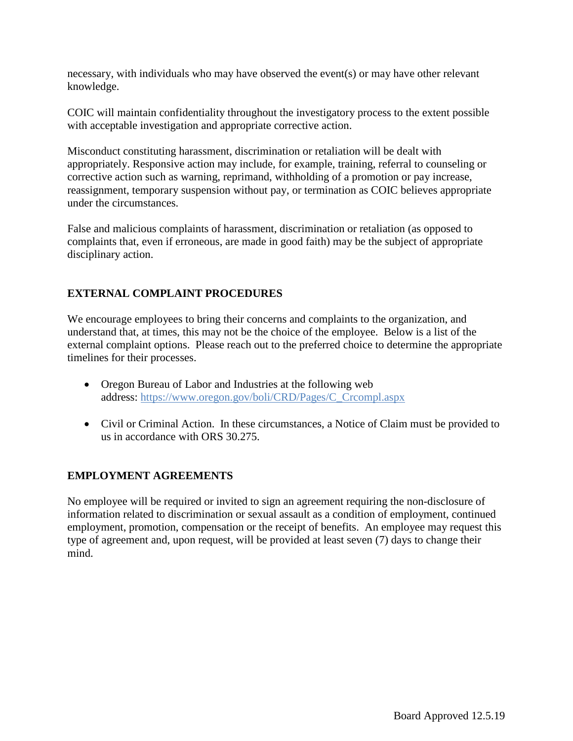necessary, with individuals who may have observed the event(s) or may have other relevant knowledge.

COIC will maintain confidentiality throughout the investigatory process to the extent possible with acceptable investigation and appropriate corrective action.

Misconduct constituting harassment, discrimination or retaliation will be dealt with appropriately. Responsive action may include, for example, training, referral to counseling or corrective action such as warning, reprimand, withholding of a promotion or pay increase, reassignment, temporary suspension without pay, or termination as COIC believes appropriate under the circumstances.

False and malicious complaints of harassment, discrimination or retaliation (as opposed to complaints that, even if erroneous, are made in good faith) may be the subject of appropriate disciplinary action.

## EXTERNAL COMPLAINT PROCEDURES

We encourage employees to bring their concerns and complaints to the organization, and understand that, at times, this may not be the choice of the employee. Below is a list of the external complaint options. Please reach out to the preferred choice to determine the appropriate timelines for their processes.

- Oregon Bureau of Labor and Industries at the following web address: https://www.oregon.gov/boli/CRD/Pages/C_Crcompl.aspx
- Civil or Criminal Action. In these circumstances, a Notice of Claim must be provided to us in accordance with ORS 30.275.

## EMPLOYMENT AGREEMENTS

No employee will be required or invited to sign an agreement requiring the non-disclosure of information related to discrimination or sexual assault as a condition of employment, continued employment, promotion, compensation or the receipt of benefits. An employee may request this type of agreement and, upon request, will be provided at least seven (7) days to change their mind.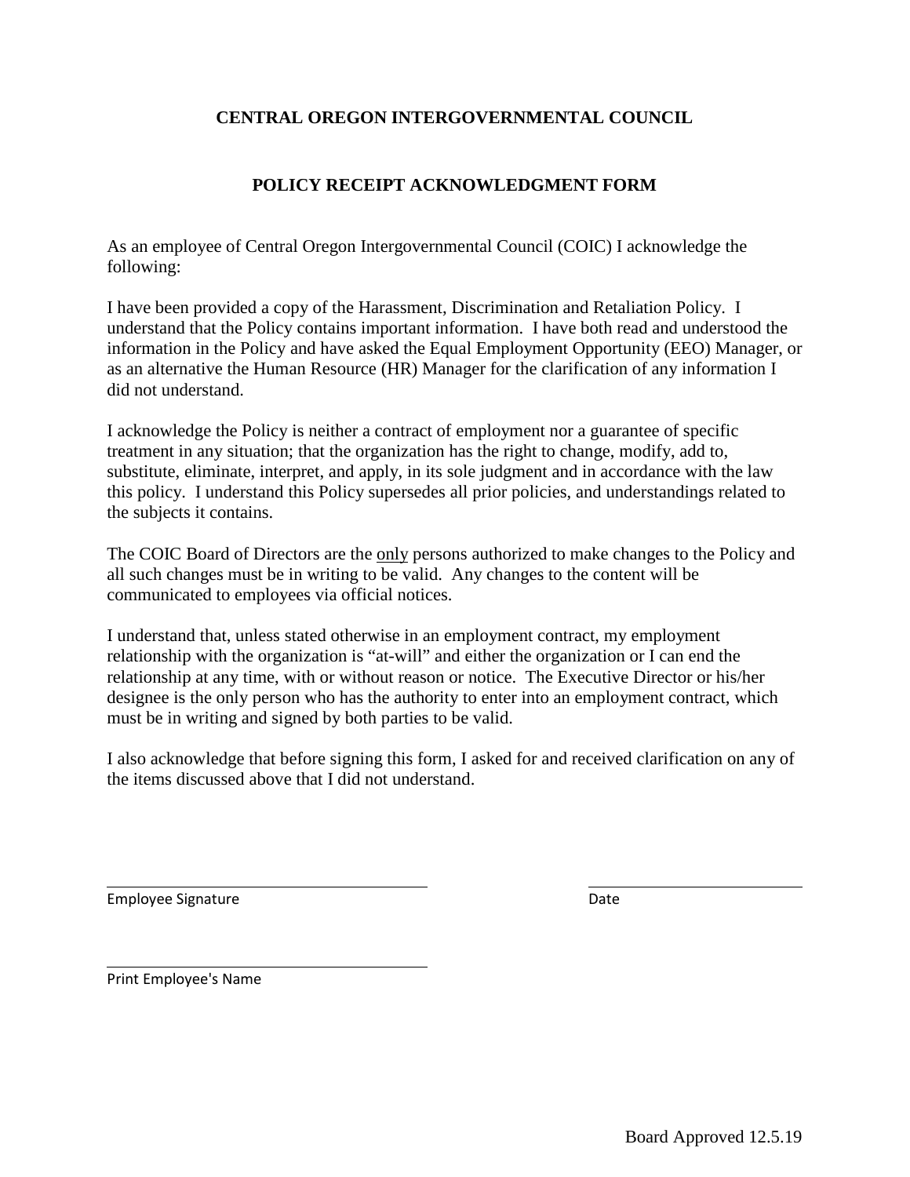# CENTRAL OREGON INTERGOVERNMENTAL COUNCIL

## POLICY RECEIPT ACKNOWLEDGMENT FORM

As an employee of Central Oregon Intergovernmental Council (COIC) I acknowledge the following:

I have been provided a copy of the Harassment, Discrimination and Retaliation Policy. I understand that the Policy contains important information. I have both read and understood the information in the Policy and have asked the Equal Employment Opportunity (EEO) Manager, or as an alternative the Human Resource (HR) Manager for the clarification of any information I did not understand.

I acknowledge the Policy is neither a contract of employment nor a guarantee of specific treatment in any situation; that the organization has the right to change, modify, add to, substitute, eliminate, interpret, and apply, in its sole judgment and in accordance with the law this policy. I understand this Policy supersedes all prior policies, and understandings related to the subjects it contains.

The COIC Board of Directors are the <u>only</u> persons authorized to make changes to the Policy and all such changes must be in writing to be valid. Any changes to the content will be communicated to employees via official notices.

I understand that, unless stated otherwise in an employment contract, my employment relationship with the organization is "at-will" and either the organization or I can end the relationship at any time, with or without reason or notice. The Executive Director or his/her designee is the only person who has the authority to enter into an employment contract, which must be in writing and signed by both parties to be valid.

I also acknowledge that before signing this form, I asked for and received clarification on any of the items discussed above that I did not understand.

\_\_\_\_\_\_\_\_\_\_\_\_\_\_\_\_\_\_\_\_\_\_\_\_\_\_\_\_\_\_\_\_\_\_\_\_ \_\_\_\_\_\_\_\_\_\_\_\_\_\_\_\_\_\_\_\_\_\_\_\_
Employee Signature Date

\_\_\_\_\_\_\_\_\_\_\_\_\_\_\_\_\_\_\_\_\_\_\_\_\_\_\_\_\_\_\_\_\_\_\_\_
Print Employee's Name

Board Approved 12.5.19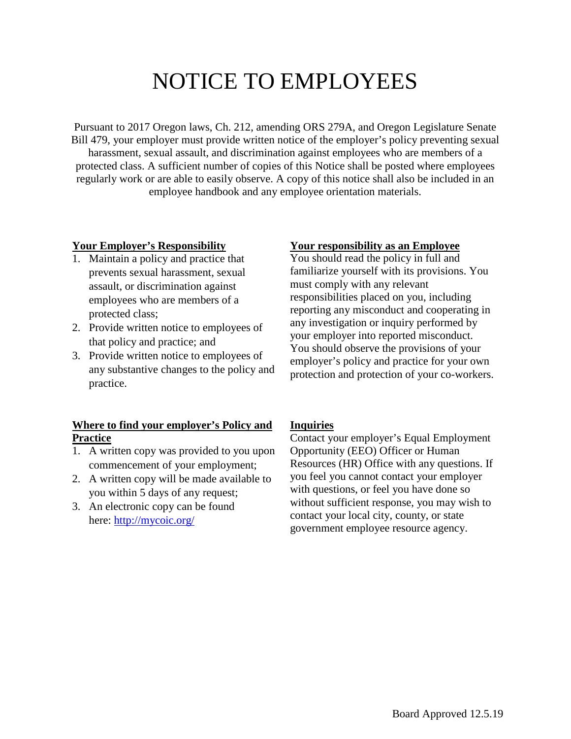# NOTICE TO EMPLOYEES

Pursuant to 2017 Oregon laws, Ch. 212, amending ORS 279A, and Oregon Legislature Senate Bill 479, your employer must provide written notice of the employer's policy preventing sexual harassment, sexual assault, and discrimination against employees who are members of a protected class. A sufficient number of copies of this Notice shall be posted where employees regularly work or are able to easily observe. A copy of this notice shall also be included in an employee handbook and any employee orientation materials.

**Your Employer's Responsibility**

1. Maintain a policy and practice that prevents sexual harassment, sexual assault, or discrimination against employees who are members of a protected class;
2. Provide written notice to employees of that policy and practice; and
3. Provide written notice to employees of any substantive changes to the policy and practice.

**Your responsibility as an Employee**

You should read the policy in full and familiarize yourself with its provisions. You must comply with any relevant responsibilities placed on you, including reporting any misconduct and cooperating in any investigation or inquiry performed by your employer into reported misconduct. You should observe the provisions of your employer's policy and practice for your own protection and protection of your co-workers.

**Where to find your employer's Policy and Practice**

1. A written copy was provided to you upon commencement of your employment;
2. A written copy will be made available to you within 5 days of any request;
3. An electronic copy can be found here: http://mycoic.org/

**Inquiries**

Contact your employer's Equal Employment Opportunity (EEO) Officer or Human Resources (HR) Office with any questions. If you feel you cannot contact your employer with questions, or feel you have done so without sufficient response, you may wish to contact your local city, county, or state government employee resource agency.

Board Approved 12.5.19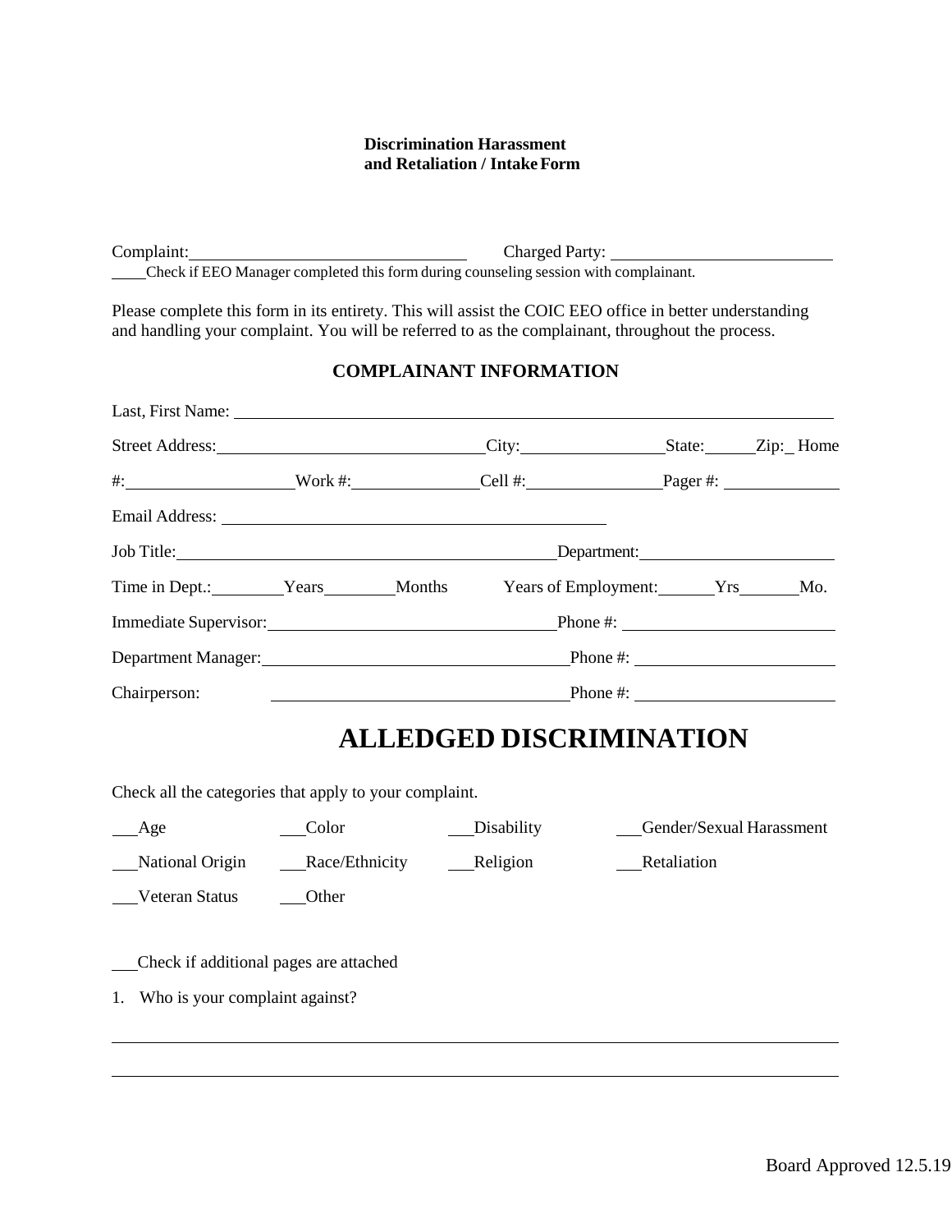**Discrimination Harassment and Retaliation / Intake Form**

Complaint: ________________________________ Charged Party: __________________________

____Check if EEO Manager completed this form during counseling session with complainant.

Please complete this form in its entirety. This will assist the COIC EEO office in better understanding and handling your complaint. You will be referred to as the complainant, throughout the process.

## COMPLAINANT INFORMATION

Last, First Name: ______________________________________________________________________

Street Address: ______________________________ City: _________________ State: ______ Zip: _ Home

#: ____________________ Work #: _______________ Cell #: ________________ Pager #: _____________

Email Address: ____________________________________________

Job Title: ____________________________________________ Department: _______________________

Time in Dept.: ________ Years ________ Months Years of Employment: ______ Yrs _______ Mo.

Immediate Supervisor: _________________________________ Phone #: ________________________

Department Manager: __________________________________ Phone #: _______________________

Chairperson: _________________________________ Phone #: _______________________

# ALLEDGED DISCRIMINATION

Check all the categories that apply to your complaint.

___Age ___Color ___Disability ___Gender/Sexual Harassment

___National Origin ___Race/Ethnicity ___Religion ___Retaliation

___Veteran Status ___Other

___Check if additional pages are attached

1. Who is your complaint against?

______________________________________________________________________________________

______________________________________________________________________________________

Board Approved 12.5.19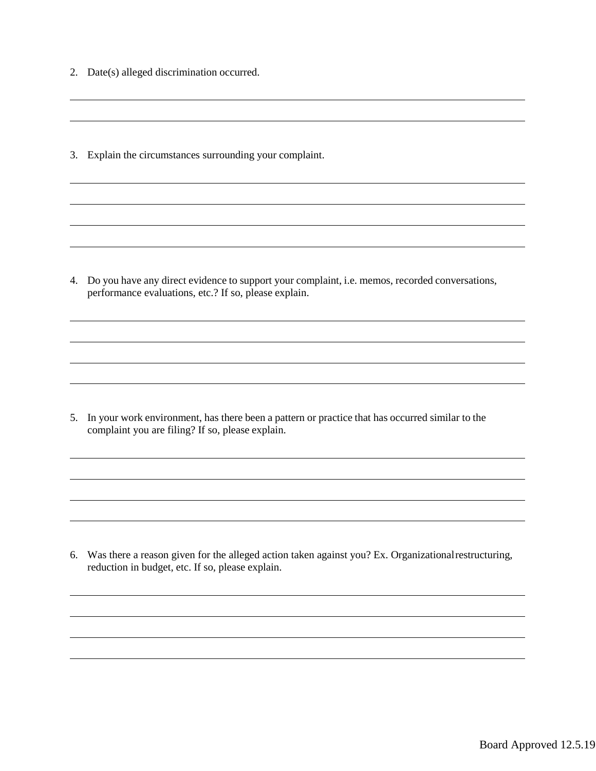2. Date(s) alleged discrimination occurred.

______________________________________________________________________________

______________________________________________________________________________

3. Explain the circumstances surrounding your complaint.

______________________________________________________________________________

______________________________________________________________________________

______________________________________________________________________________

______________________________________________________________________________

4. Do you have any direct evidence to support your complaint, i.e. memos, recorded conversations, performance evaluations, etc.? If so, please explain.

______________________________________________________________________________

______________________________________________________________________________

______________________________________________________________________________

______________________________________________________________________________

5. In your work environment, has there been a pattern or practice that has occurred similar to the complaint you are filing? If so, please explain.

______________________________________________________________________________

______________________________________________________________________________

______________________________________________________________________________

______________________________________________________________________________

6. Was there a reason given for the alleged action taken against you? Ex. Organizational restructuring, reduction in budget, etc. If so, please explain.

______________________________________________________________________________

______________________________________________________________________________

______________________________________________________________________________

______________________________________________________________________________

Board Approved 12.5.19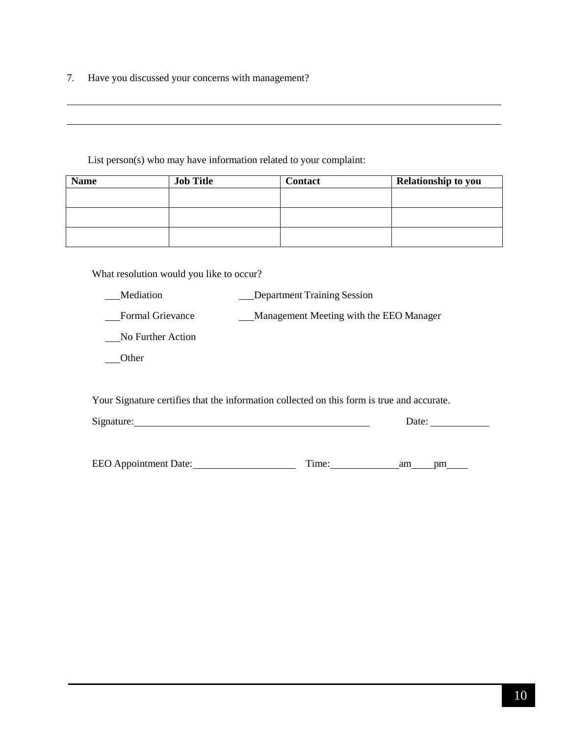7. Have you discussed your concerns with management?

\_\_\_\_\_\_\_\_\_\_\_\_\_\_\_\_\_\_\_\_\_\_\_\_\_\_\_\_\_\_\_\_\_\_\_\_\_\_\_\_\_\_\_\_\_\_\_\_\_\_\_\_\_\_\_\_\_\_\_\_\_\_\_\_\_\_\_\_\_\_\_\_\_\_\_\_

\_\_\_\_\_\_\_\_\_\_\_\_\_\_\_\_\_\_\_\_\_\_\_\_\_\_\_\_\_\_\_\_\_\_\_\_\_\_\_\_\_\_\_\_\_\_\_\_\_\_\_\_\_\_\_\_\_\_\_\_\_\_\_\_\_\_\_\_\_\_\_\_\_\_\_\_

List person(s) who may have information related to your complaint:

| Name | Job Title | Contact | Relationship to you |
|---|---|---|---|
| | | | |
| | | | |
| | | | |

What resolution would you like to occur?

\_\_\_Mediation \_\_\_Department Training Session

\_\_\_Formal Grievance \_\_\_Management Meeting with the EEO Manager

\_\_\_No Further Action

\_\_\_Other

Your Signature certifies that the information collected on this form is true and accurate.

Signature:\_\_\_\_\_\_\_\_\_\_\_\_\_\_\_\_\_\_\_\_\_\_\_\_\_\_\_\_\_\_\_\_\_\_\_\_\_\_\_\_ Date: \_\_\_\_\_\_\_\_\_\_

EEO Appointment Date:\_\_\_\_\_\_\_\_\_\_\_\_\_\_\_\_\_ Time:\_\_\_\_\_\_\_\_\_\_\_\_am\_\_\_\_pm\_\_\_\_